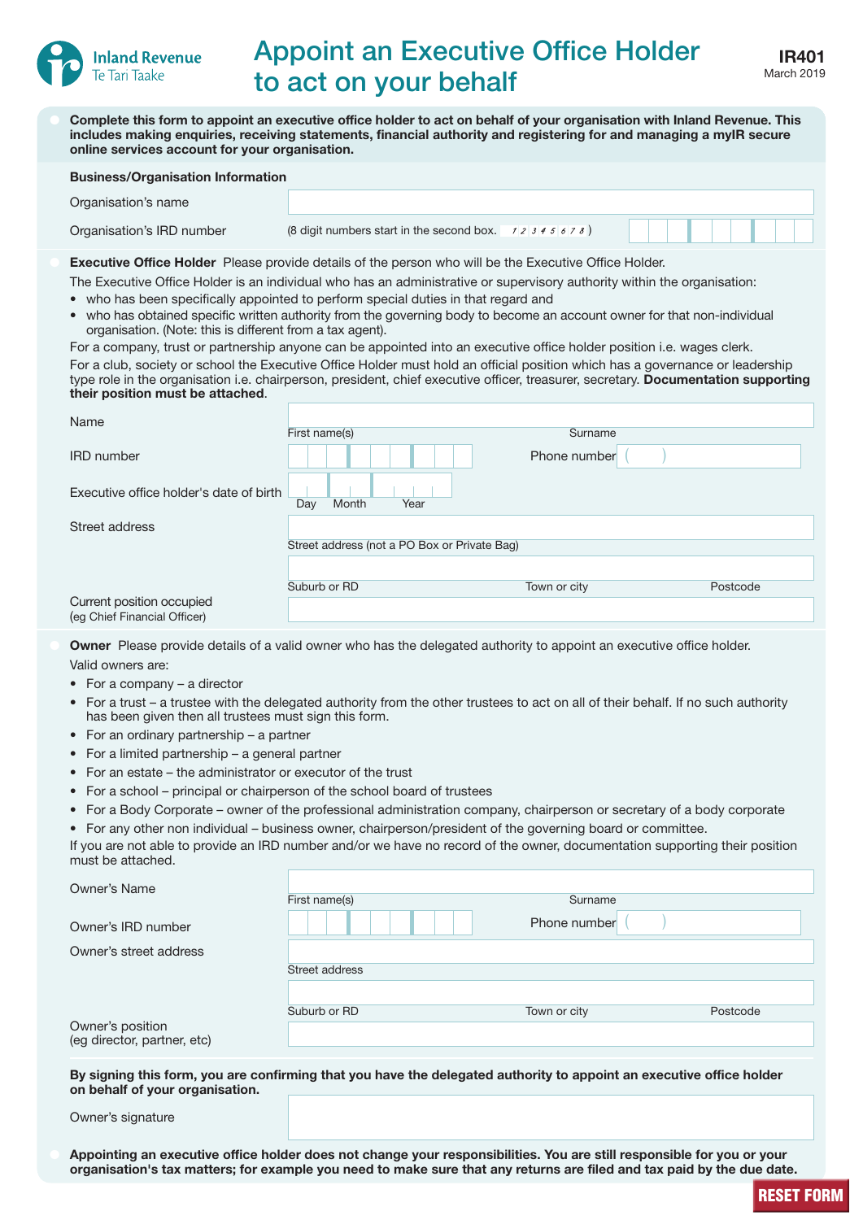Inland Revenue
Te Tari Taake

# Appoint an Executive Office Holder to act on your behalf

**IR401**
March 2019

**Complete this form to appoint an executive office holder to act on behalf of your organisation with Inland Revenue. This includes making enquiries, receiving statements, financial authority and registering for and managing a myIR secure online services account for your organisation.**

**Business/Organisation Information**

Organisation's name

Organisation's IRD number (8 digit numbers start in the second box. 12345678)

**Executive Office Holder** Please provide details of the person who will be the Executive Office Holder.

The Executive Office Holder is an individual who has an administrative or supervisory authority within the organisation:

- who has been specifically appointed to perform special duties in that regard and
- who has obtained specific written authority from the governing body to become an account owner for that non-individual organisation. (Note: this is different from a tax agent).

For a company, trust or partnership anyone can be appointed into an executive office holder position i.e. wages clerk.

For a club, society or school the Executive Office Holder must hold an official position which has a governance or leadership type role in the organisation i.e. chairperson, president, chief executive officer, treasurer, secretary. **Documentation supporting their position must be attached**.

Name
First name(s) Surname

IRD number
Phone number ( )

Executive office holder's date of birth
Day Month Year

Street address
Street address (not a PO Box or Private Bag)
Suburb or RD Town or city Postcode

Current position occupied
(eg Chief Financial Officer)

**Owner** Please provide details of a valid owner who has the delegated authority to appoint an executive office holder.

Valid owners are:

- For a company – a director
- For a trust – a trustee with the delegated authority from the other trustees to act on all of their behalf. If no such authority has been given then all trustees must sign this form.
- For an ordinary partnership – a partner
- For a limited partnership – a general partner
- For an estate – the administrator or executor of the trust
- For a school – principal or chairperson of the school board of trustees
- For a Body Corporate – owner of the professional administration company, chairperson or secretary of a body corporate
- For any other non individual – business owner, chairperson/president of the governing board or committee.

If you are not able to provide an IRD number and/or we have no record of the owner, documentation supporting their position must be attached.

Owner's Name
First name(s) Surname

Owner's IRD number
Phone number ( )

Owner's street address
Street address
Suburb or RD Town or city Postcode

Owner's position
(eg director, partner, etc)

**By signing this form, you are confirming that you have the delegated authority to appoint an executive office holder on behalf of your organisation.**

Owner's signature

**Appointing an executive office holder does not change your responsibilities. You are still responsible for you or your organisation's tax matters; for example you need to make sure that any returns are filed and tax paid by the due date.**

RESET FORM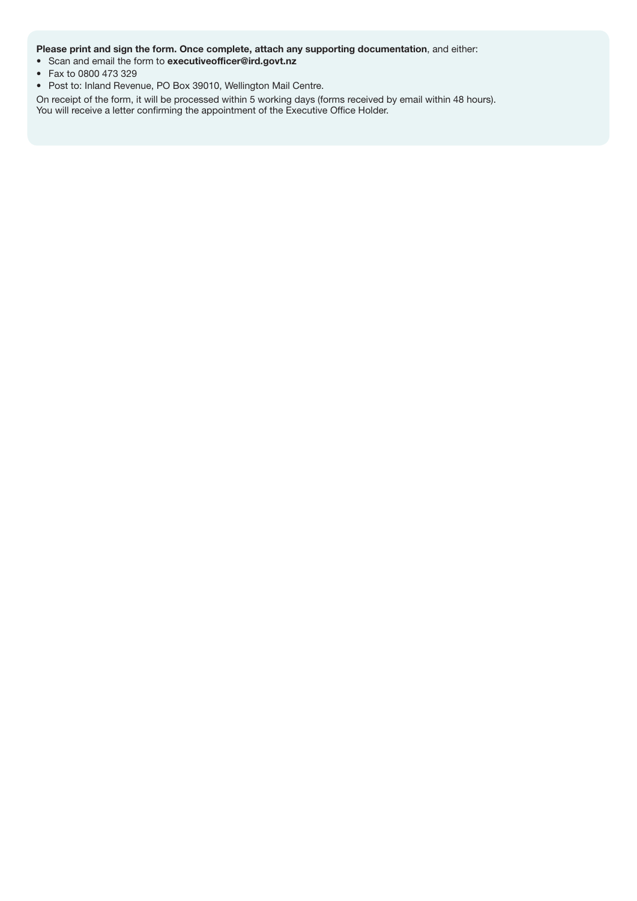**Please print and sign the form. Once complete, attach any supporting documentation**, and either:

- Scan and email the form to **executiveofficer@ird.govt.nz**
- Fax to 0800 473 329
- Post to: Inland Revenue, PO Box 39010, Wellington Mail Centre.

On receipt of the form, it will be processed within 5 working days (forms received by email within 48 hours).
You will receive a letter confirming the appointment of the Executive Office Holder.